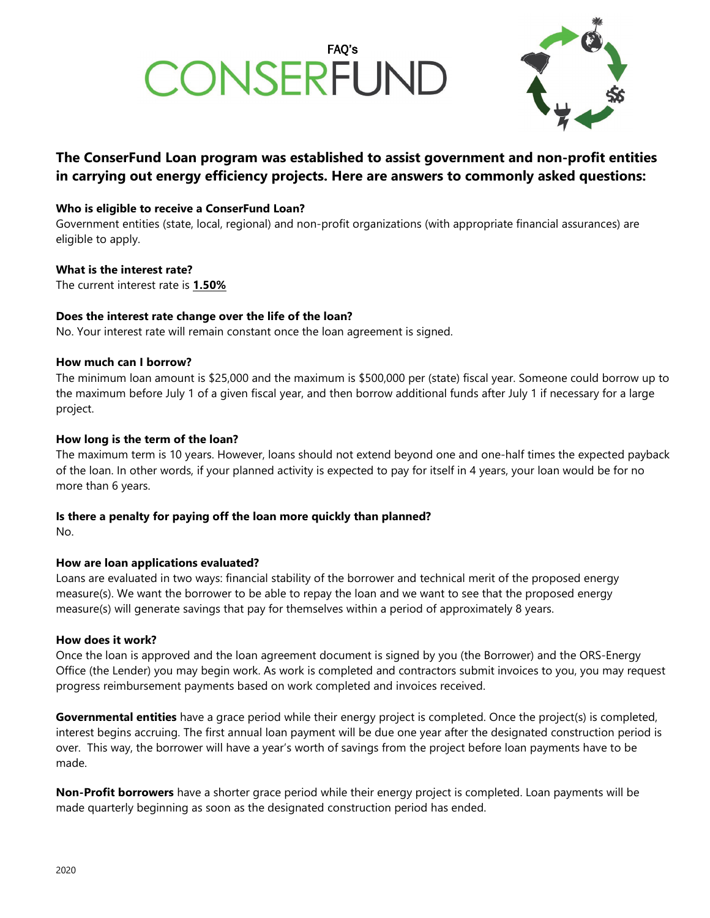FAQ's

# CONSERFUND

## The ConserFund Loan program was established to assist government and non-profit entities in carrying out energy efficiency projects. Here are answers to commonly asked questions:

**Who is eligible to receive a ConserFund Loan?**
Government entities (state, local, regional) and non-profit organizations (with appropriate financial assurances) are eligible to apply.

**What is the interest rate?**
The current interest rate is **1.50%**

**Does the interest rate change over the life of the loan?**
No. Your interest rate will remain constant once the loan agreement is signed.

**How much can I borrow?**
The minimum loan amount is $25,000 and the maximum is $500,000 per (state) fiscal year. Someone could borrow up to the maximum before July 1 of a given fiscal year, and then borrow additional funds after July 1 if necessary for a large project.

**How long is the term of the loan?**
The maximum term is 10 years. However, loans should not extend beyond one and one-half times the expected payback of the loan. In other words, if your planned activity is expected to pay for itself in 4 years, your loan would be for no more than 6 years.

**Is there a penalty for paying off the loan more quickly than planned?**
No.

**How are loan applications evaluated?**
Loans are evaluated in two ways: financial stability of the borrower and technical merit of the proposed energy measure(s). We want the borrower to be able to repay the loan and we want to see that the proposed energy measure(s) will generate savings that pay for themselves within a period of approximately 8 years.

**How does it work?**
Once the loan is approved and the loan agreement document is signed by you (the Borrower) and the ORS-Energy Office (the Lender) you may begin work. As work is completed and contractors submit invoices to you, you may request progress reimbursement payments based on work completed and invoices received.

**Governmental entities** have a grace period while their energy project is completed. Once the project(s) is completed, interest begins accruing. The first annual loan payment will be due one year after the designated construction period is over. This way, the borrower will have a year's worth of savings from the project before loan payments have to be made.

**Non-Profit borrowers** have a shorter grace period while their energy project is completed. Loan payments will be made quarterly beginning as soon as the designated construction period has ended.

2020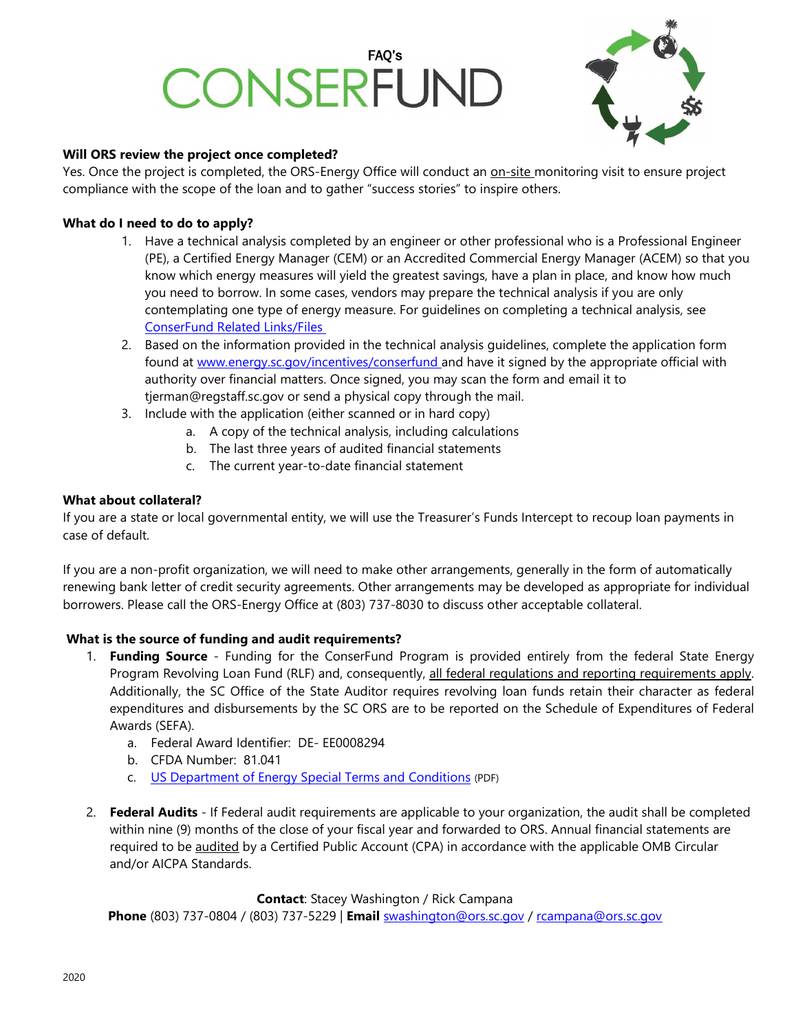FAQ's

# CONSERFUND

**Will ORS review the project once completed?**

Yes. Once the project is completed, the ORS-Energy Office will conduct an on-site monitoring visit to ensure project compliance with the scope of the loan and to gather "success stories" to inspire others.

**What do I need to do to apply?**

1. Have a technical analysis completed by an engineer or other professional who is a Professional Engineer (PE), a Certified Energy Manager (CEM) or an Accredited Commercial Energy Manager (ACEM) so that you know which energy measures will yield the greatest savings, have a plan in place, and know how much you need to borrow. In some cases, vendors may prepare the technical analysis if you are only contemplating one type of energy measure. For guidelines on completing a technical analysis, see [ConserFund Related Links/Files]()
2. Based on the information provided in the technical analysis guidelines, complete the application form found at [www.energy.sc.gov/incentives/conserfund](www.energy.sc.gov/incentives/conserfund) and have it signed by the appropriate official with authority over financial matters. Once signed, you may scan the form and email it to tjerman@regstaff.sc.gov or send a physical copy through the mail.
3. Include with the application (either scanned or in hard copy)
   a. A copy of the technical analysis, including calculations
   b. The last three years of audited financial statements
   c. The current year-to-date financial statement

**What about collateral?**

If you are a state or local governmental entity, we will use the Treasurer's Funds Intercept to recoup loan payments in case of default.

If you are a non-profit organization, we will need to make other arrangements, generally in the form of automatically renewing bank letter of credit security agreements. Other arrangements may be developed as appropriate for individual borrowers. Please call the ORS-Energy Office at (803) 737-8030 to discuss other acceptable collateral.

**What is the source of funding and audit requirements?**

1. **Funding Source** - Funding for the ConserFund Program is provided entirely from the federal State Energy Program Revolving Loan Fund (RLF) and, consequently, all federal regulations and reporting requirements apply. Additionally, the SC Office of the State Auditor requires revolving loan funds retain their character as federal expenditures and disbursements by the SC ORS are to be reported on the Schedule of Expenditures of Federal Awards (SEFA).
   a. Federal Award Identifier: DE- EE0008294
   b. CFDA Number: 81.041
   c. [US Department of Energy Special Terms and Conditions]() (PDF)

2. **Federal Audits** - If Federal audit requirements are applicable to your organization, the audit shall be completed within nine (9) months of the close of your fiscal year and forwarded to ORS. Annual financial statements are required to be audited by a Certified Public Account (CPA) in accordance with the applicable OMB Circular and/or AICPA Standards.

**Contact**: Stacey Washington / Rick Campana
**Phone** (803) 737-0804 / (803) 737-5229 | **Email** [swashington@ors.sc.gov](mailto:swashington@ors.sc.gov) / [rcampana@ors.sc.gov](mailto:rcampana@ors.sc.gov)

2020